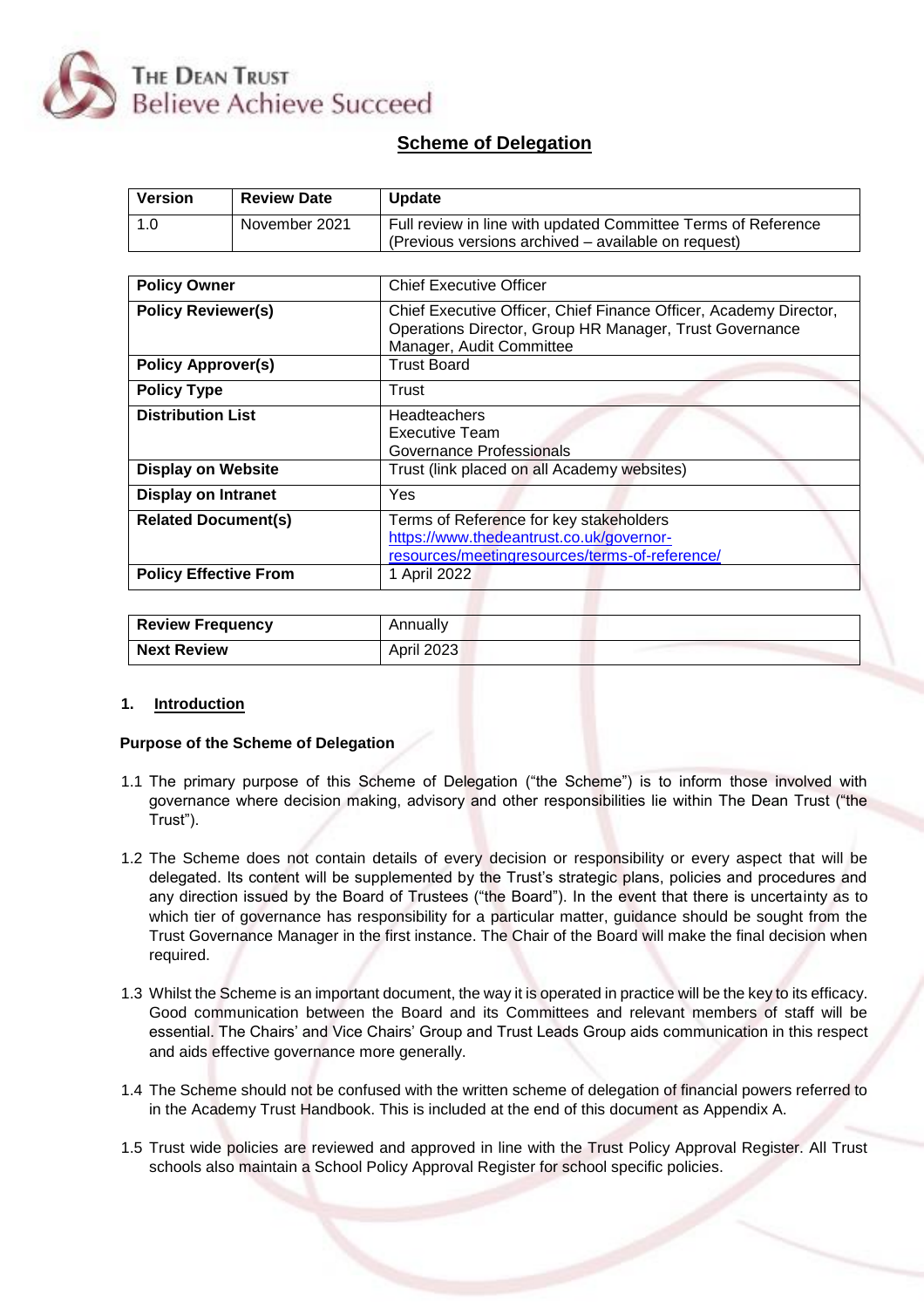The Dean Trust
Believe Achieve Succeed

# Scheme of Delegation

| Version | Review Date | Update |
|---|---|---|
| 1.0 | November 2021 | Full review in line with updated Committee Terms of Reference (Previous versions archived – available on request) |

| | |
|---|---|
| **Policy Owner** | Chief Executive Officer |
| **Policy Reviewer(s)** | Chief Executive Officer, Chief Finance Officer, Academy Director, Operations Director, Group HR Manager, Trust Governance Manager, Audit Committee |
| **Policy Approver(s)** | Trust Board |
| **Policy Type** | Trust |
| **Distribution List** | Headteachers<br>Executive Team<br>Governance Professionals |
| **Display on Website** | Trust (link placed on all Academy websites) |
| **Display on Intranet** | Yes |
| **Related Document(s)** | Terms of Reference for key stakeholders<br>https://www.thedeantrust.co.uk/governor-resources/meetingresources/terms-of-reference/ |
| **Policy Effective From** | 1 April 2022 |

| | |
|---|---|
| **Review Frequency** | Annually |
| **Next Review** | April 2023 |

## 1. Introduction

**Purpose of the Scheme of Delegation**

1.1 The primary purpose of this Scheme of Delegation ("the Scheme") is to inform those involved with governance where decision making, advisory and other responsibilities lie within The Dean Trust ("the Trust").

1.2 The Scheme does not contain details of every decision or responsibility or every aspect that will be delegated. Its content will be supplemented by the Trust's strategic plans, policies and procedures and any direction issued by the Board of Trustees ("the Board"). In the event that there is uncertainty as to which tier of governance has responsibility for a particular matter, guidance should be sought from the Trust Governance Manager in the first instance. The Chair of the Board will make the final decision when required.

1.3 Whilst the Scheme is an important document, the way it is operated in practice will be the key to its efficacy. Good communication between the Board and its Committees and relevant members of staff will be essential. The Chairs' and Vice Chairs' Group and Trust Leads Group aids communication in this respect and aids effective governance more generally.

1.4 The Scheme should not be confused with the written scheme of delegation of financial powers referred to in the Academy Trust Handbook. This is included at the end of this document as Appendix A.

1.5 Trust wide policies are reviewed and approved in line with the Trust Policy Approval Register. All Trust schools also maintain a School Policy Approval Register for school specific policies.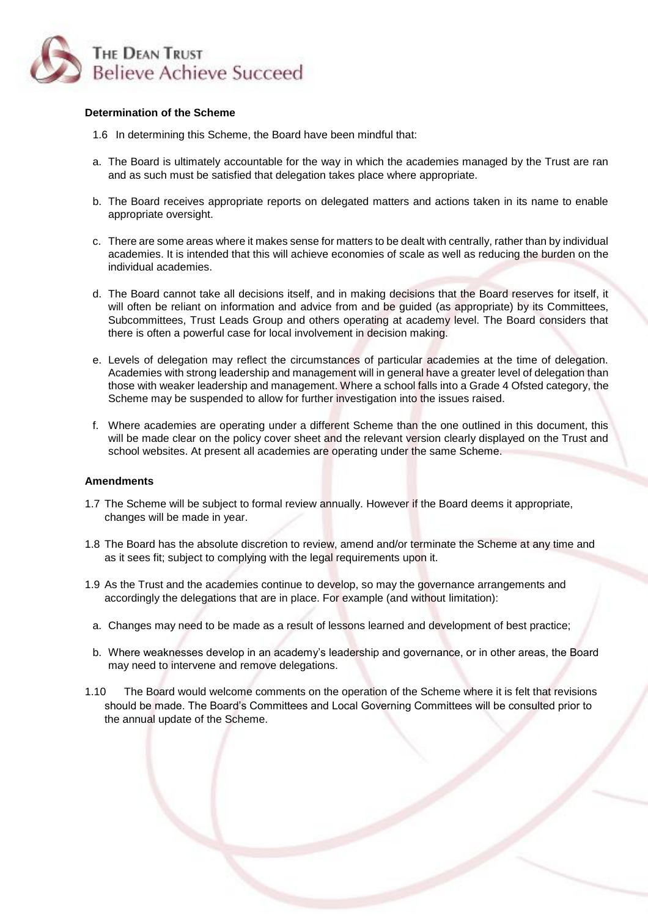**Determination of the Scheme**

1.6 In determining this Scheme, the Board have been mindful that:

a. The Board is ultimately accountable for the way in which the academies managed by the Trust are ran and as such must be satisfied that delegation takes place where appropriate.

b. The Board receives appropriate reports on delegated matters and actions taken in its name to enable appropriate oversight.

c. There are some areas where it makes sense for matters to be dealt with centrally, rather than by individual academies. It is intended that this will achieve economies of scale as well as reducing the burden on the individual academies.

d. The Board cannot take all decisions itself, and in making decisions that the Board reserves for itself, it will often be reliant on information and advice from and be guided (as appropriate) by its Committees, Subcommittees, Trust Leads Group and others operating at academy level. The Board considers that there is often a powerful case for local involvement in decision making.

e. Levels of delegation may reflect the circumstances of particular academies at the time of delegation. Academies with strong leadership and management will in general have a greater level of delegation than those with weaker leadership and management. Where a school falls into a Grade 4 Ofsted category, the Scheme may be suspended to allow for further investigation into the issues raised.

f. Where academies are operating under a different Scheme than the one outlined in this document, this will be made clear on the policy cover sheet and the relevant version clearly displayed on the Trust and school websites. At present all academies are operating under the same Scheme.

**Amendments**

1.7 The Scheme will be subject to formal review annually. However if the Board deems it appropriate, changes will be made in year.

1.8 The Board has the absolute discretion to review, amend and/or terminate the Scheme at any time and as it sees fit; subject to complying with the legal requirements upon it.

1.9 As the Trust and the academies continue to develop, so may the governance arrangements and accordingly the delegations that are in place. For example (and without limitation):

a. Changes may need to be made as a result of lessons learned and development of best practice;

b. Where weaknesses develop in an academy's leadership and governance, or in other areas, the Board may need to intervene and remove delegations.

1.10 The Board would welcome comments on the operation of the Scheme where it is felt that revisions should be made. The Board's Committees and Local Governing Committees will be consulted prior to the annual update of the Scheme.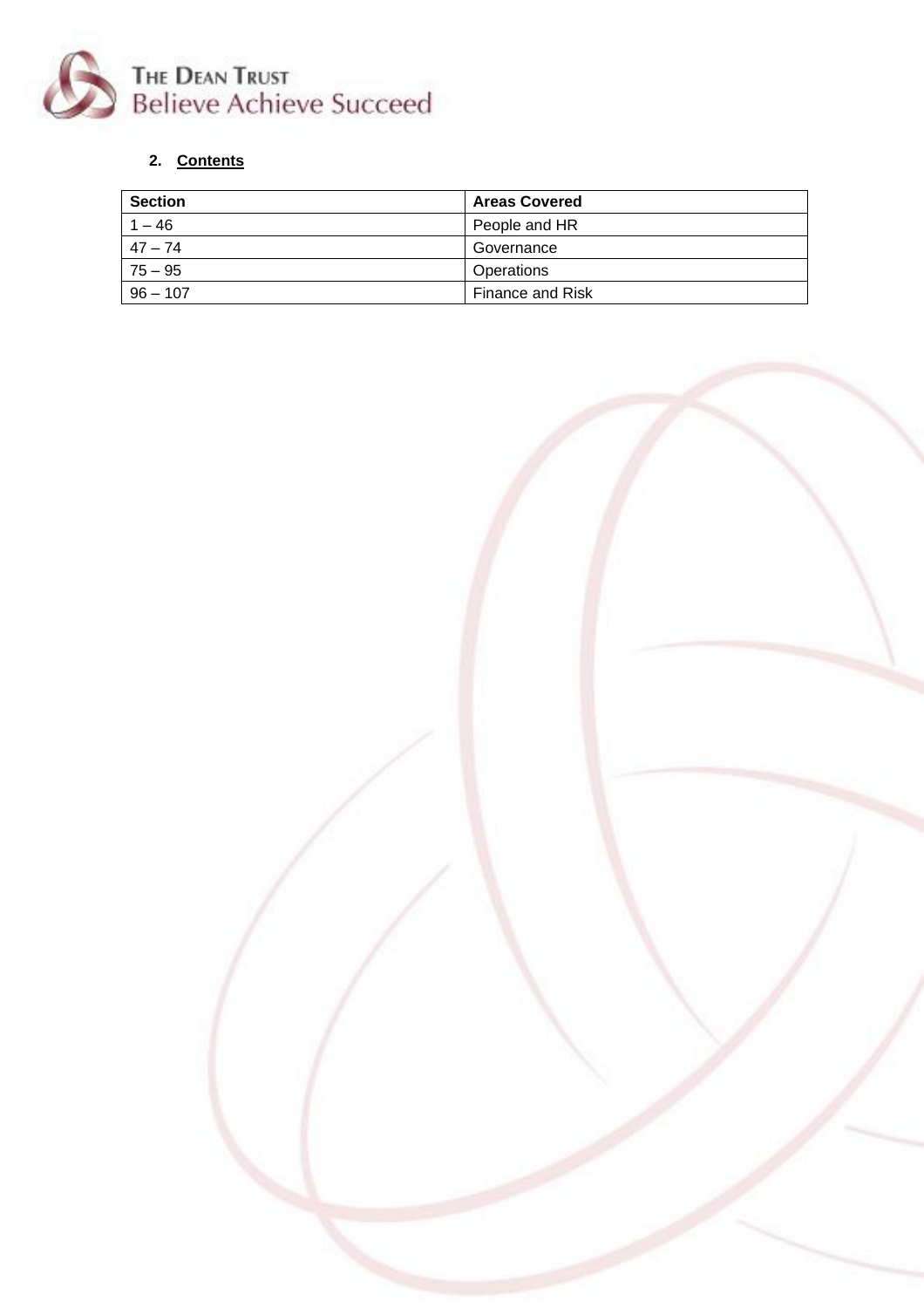## 2. Contents

| Section | Areas Covered |
|---|---|
| 1 – 46 | People and HR |
| 47 – 74 | Governance |
| 75 – 95 | Operations |
| 96 – 107 | Finance and Risk |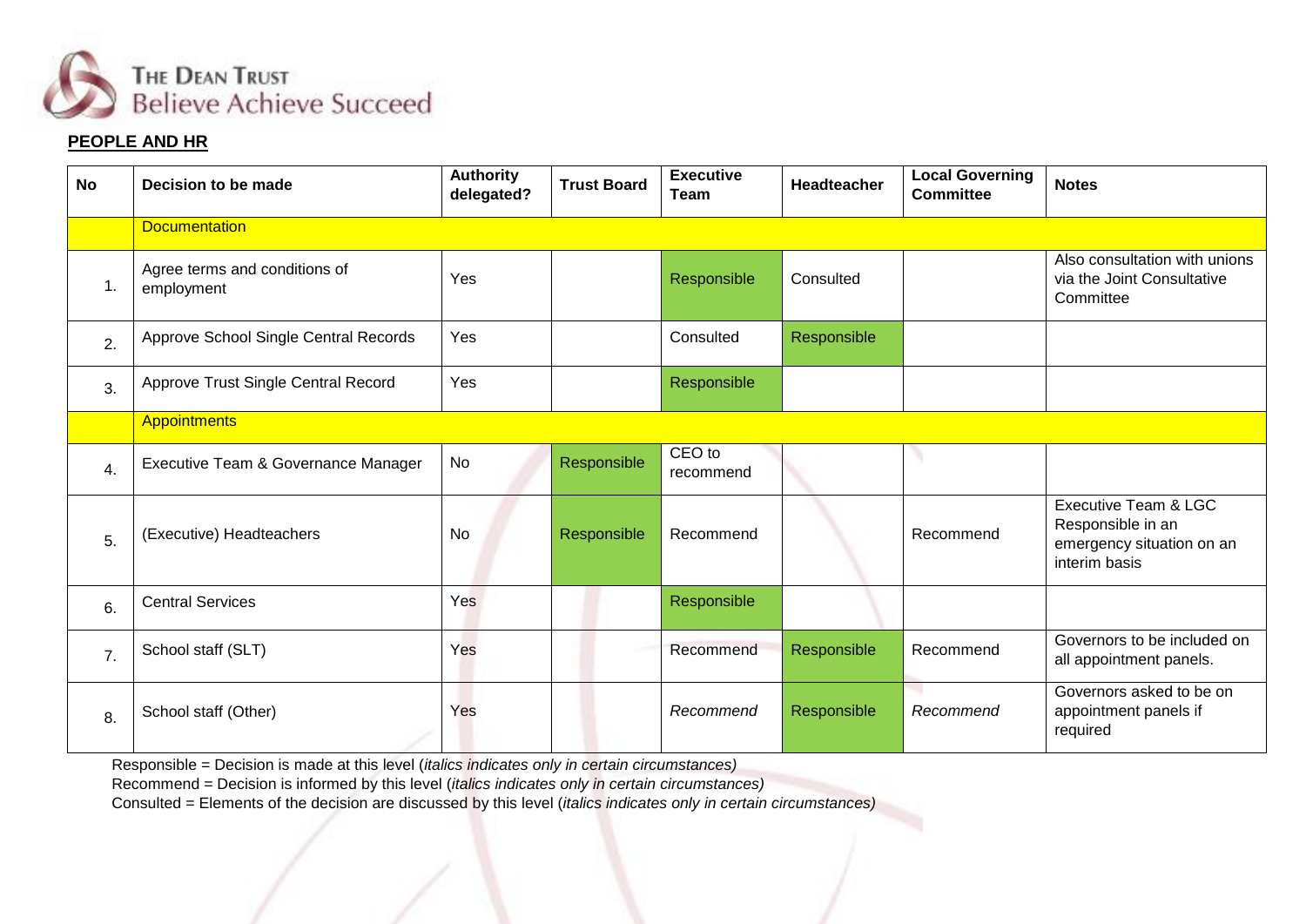**PEOPLE AND HR**

| No | Decision to be made | Authority delegated? | Trust Board | Executive Team | Headteacher | Local Governing Committee | Notes |
|---|---|---|---|---|---|---|---|
| | Documentation | | | | | | |
| 1. | Agree terms and conditions of employment | Yes | | Responsible | Consulted | | Also consultation with unions via the Joint Consultative Committee |
| 2. | Approve School Single Central Records | Yes | | Consulted | Responsible | | |
| 3. | Approve Trust Single Central Record | Yes | | Responsible | | | |
| | Appointments | | | | | | |
| 4. | Executive Team & Governance Manager | No | Responsible | CEO to recommend | | | |
| 5. | (Executive) Headteachers | No | Responsible | Recommend | | Recommend | Executive Team & LGC Responsible in an emergency situation on an interim basis |
| 6. | Central Services | Yes | | Responsible | | | |
| 7. | School staff (SLT) | Yes | | Recommend | Responsible | Recommend | Governors to be included on all appointment panels. |
| 8. | School staff (Other) | Yes | | *Recommend* | Responsible | *Recommend* | Governors asked to be on appointment panels if required |

Responsible = Decision is made at this level (*italics indicates only in certain circumstances)*

Recommend = Decision is informed by this level (*italics indicates only in certain circumstances)*

Consulted = Elements of the decision are discussed by this level (*italics indicates only in certain circumstances)*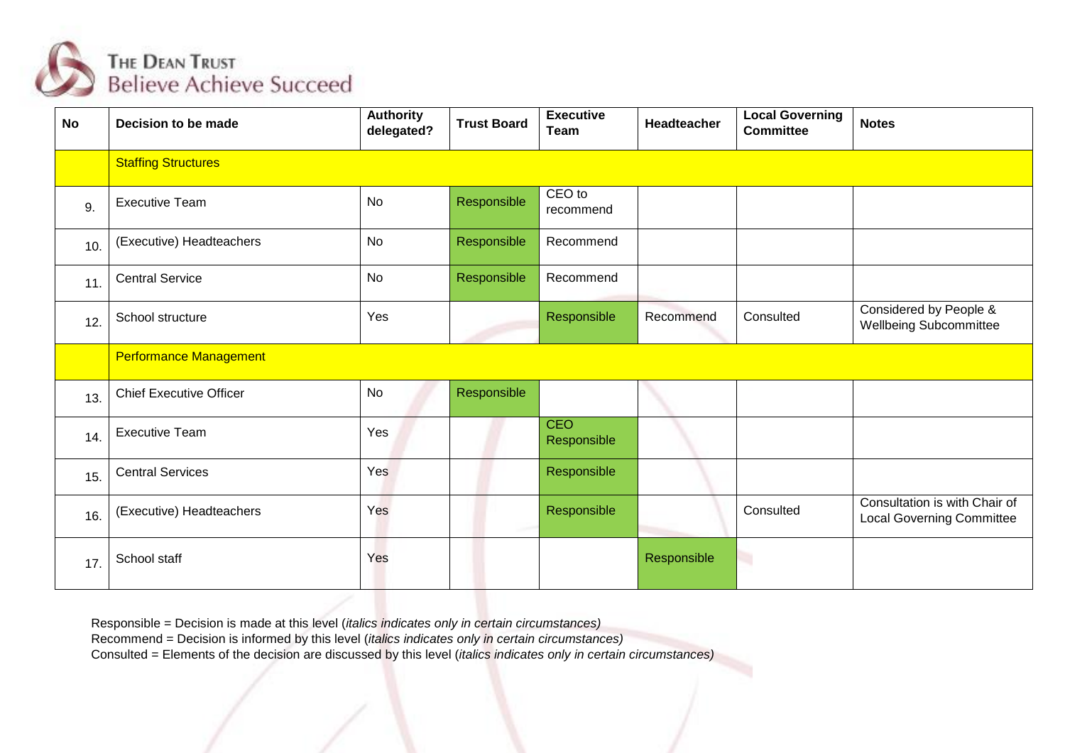| No | Decision to be made | Authority delegated? | Trust Board | Executive Team | Headteacher | Local Governing Committee | Notes |
|---|---|---|---|---|---|---|---|
| | Staffing Structures | | | | | | |
| 9. | Executive Team | No | Responsible | CEO to recommend | | | |
| 10. | (Executive) Headteachers | No | Responsible | Recommend | | | |
| 11. | Central Service | No | Responsible | Recommend | | | |
| 12. | School structure | Yes | | Responsible | Recommend | Consulted | Considered by People & Wellbeing Subcommittee |
| | Performance Management | | | | | | |
| 13. | Chief Executive Officer | No | Responsible | | | | |
| 14. | Executive Team | Yes | | CEO Responsible | | | |
| 15. | Central Services | Yes | | Responsible | | | |
| 16. | (Executive) Headteachers | Yes | | Responsible | | Consulted | Consultation is with Chair of Local Governing Committee |
| 17. | School staff | Yes | | | Responsible | | |

Responsible = Decision is made at this level (*italics indicates only in certain circumstances)*
Recommend = Decision is informed by this level (*italics indicates only in certain circumstances)*
Consulted = Elements of the decision are discussed by this level (*italics indicates only in certain circumstances)*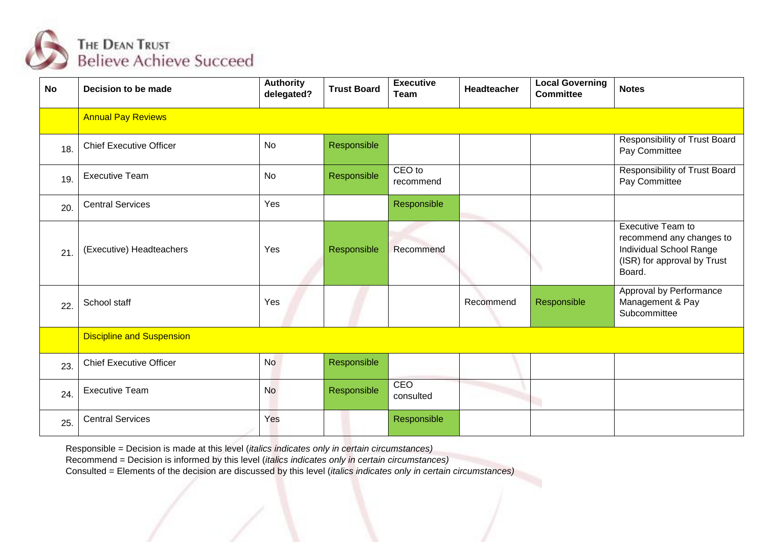| No | Decision to be made | Authority delegated? | Trust Board | Executive Team | Headteacher | Local Governing Committee | Notes |
|---|---|---|---|---|---|---|---|
| | Annual Pay Reviews | | | | | | |
| 18. | Chief Executive Officer | No | Responsible | | | | Responsibility of Trust Board Pay Committee |
| 19. | Executive Team | No | Responsible | CEO to recommend | | | Responsibility of Trust Board Pay Committee |
| 20. | Central Services | Yes | | Responsible | | | |
| 21. | (Executive) Headteachers | Yes | Responsible | Recommend | | | Executive Team to recommend any changes to Individual School Range (ISR) for approval by Trust Board. |
| 22. | School staff | Yes | | | Recommend | Responsible | Approval by Performance Management & Pay Subcommittee |
| | Discipline and Suspension | | | | | | |
| 23. | Chief Executive Officer | No | Responsible | | | | |
| 24. | Executive Team | No | Responsible | CEO consulted | | | |
| 25. | Central Services | Yes | | Responsible | | | |

Responsible = Decision is made at this level (*italics indicates only in certain circumstances)*
Recommend = Decision is informed by this level (*italics indicates only in certain circumstances)*
Consulted = Elements of the decision are discussed by this level (*italics indicates only in certain circumstances)*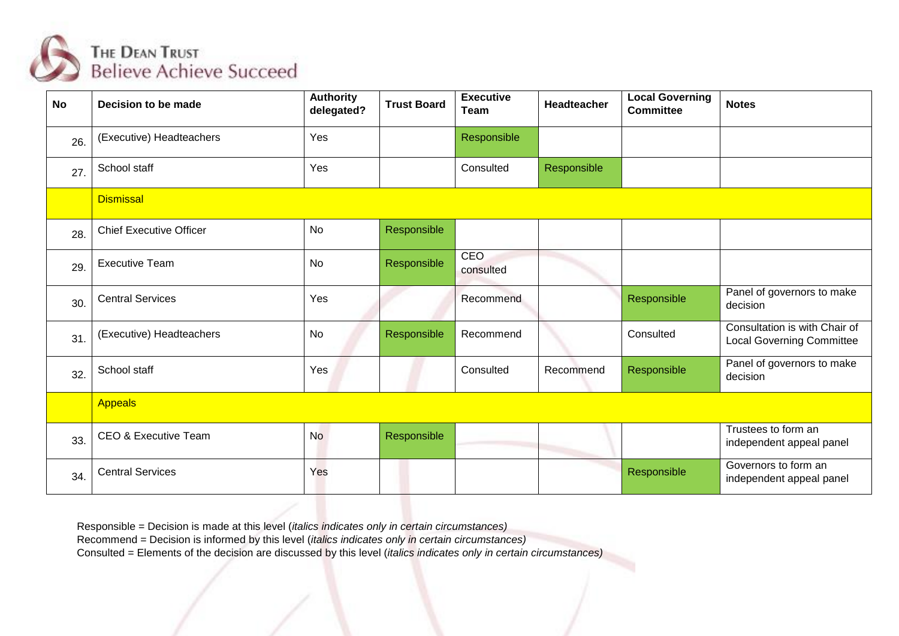| No | Decision to be made | Authority delegated? | Trust Board | Executive Team | Headteacher | Local Governing Committee | Notes |
|---|---|---|---|---|---|---|---|
| 26. | (Executive) Headteachers | Yes | | Responsible | | | |
| 27. | School staff | Yes | | Consulted | Responsible | | |
| | Dismissal | | | | | | |
| 28. | Chief Executive Officer | No | Responsible | | | | |
| 29. | Executive Team | No | Responsible | CEO consulted | | | |
| 30. | Central Services | Yes | | Recommend | | Responsible | Panel of governors to make decision |
| 31. | (Executive) Headteachers | No | Responsible | Recommend | | Consulted | Consultation is with Chair of Local Governing Committee |
| 32. | School staff | Yes | | Consulted | Recommend | Responsible | Panel of governors to make decision |
| | Appeals | | | | | | |
| 33. | CEO & Executive Team | No | Responsible | | | | Trustees to form an independent appeal panel |
| 34. | Central Services | Yes | | | | Responsible | Governors to form an independent appeal panel |

Responsible = Decision is made at this level (*italics indicates only in certain circumstances)*
Recommend = Decision is informed by this level (*italics indicates only in certain circumstances)*
Consulted = Elements of the decision are discussed by this level (*italics indicates only in certain circumstances)*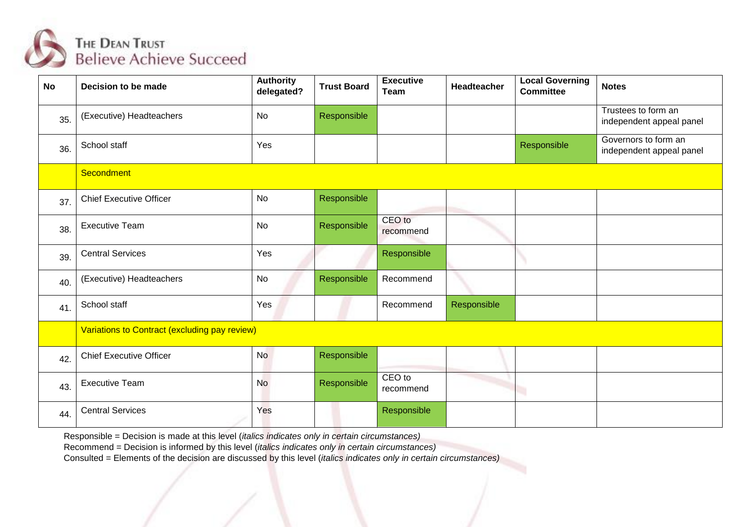| No | Decision to be made | Authority delegated? | Trust Board | Executive Team | Headteacher | Local Governing Committee | Notes |
|---|---|---|---|---|---|---|---|
| 35. | (Executive) Headteachers | No | Responsible | | | | Trustees to form an independent appeal panel |
| 36. | School staff | Yes | | | | Responsible | Governors to form an independent appeal panel |
| | Secondment | | | | | | |
| 37. | Chief Executive Officer | No | Responsible | | | | |
| 38. | Executive Team | No | Responsible | CEO to recommend | | | |
| 39. | Central Services | Yes | | Responsible | | | |
| 40. | (Executive) Headteachers | No | Responsible | Recommend | | | |
| 41. | School staff | Yes | | Recommend | Responsible | | |
| | Variations to Contract (excluding pay review) | | | | | | |
| 42. | Chief Executive Officer | No | Responsible | | | | |
| 43. | Executive Team | No | Responsible | CEO to recommend | | | |
| 44. | Central Services | Yes | | Responsible | | | |

Responsible = Decision is made at this level (*italics indicates only in certain circumstances)*
Recommend = Decision is informed by this level (*italics indicates only in certain circumstances)*
Consulted = Elements of the decision are discussed by this level (*italics indicates only in certain circumstances)*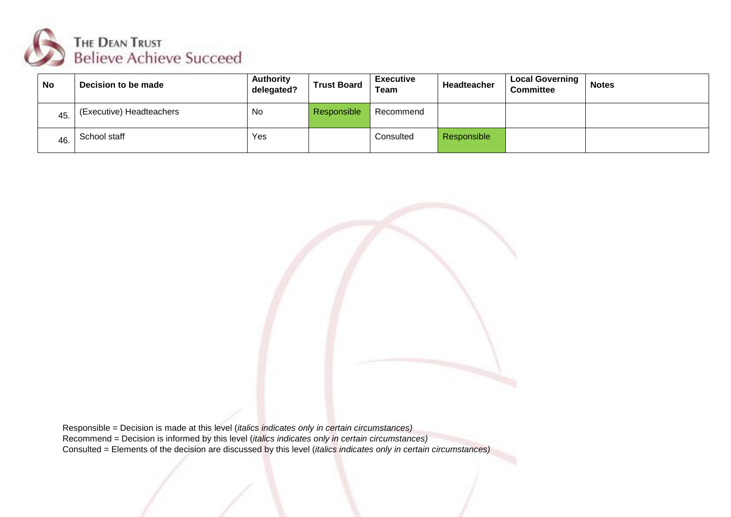| No | Decision to be made | Authority delegated? | Trust Board | Executive Team | Headteacher | Local Governing Committee | Notes |
|---|---|---|---|---|---|---|---|
| 45. | (Executive) Headteachers | No | Responsible | Recommend | | | |
| 46. | School staff | Yes | | Consulted | Responsible | | |

Responsible = Decision is made at this level (*italics indicates only in certain circumstances)*
Recommend = Decision is informed by this level (*italics indicates only in certain circumstances)*
Consulted = Elements of the decision are discussed by this level (*italics indicates only in certain circumstances)*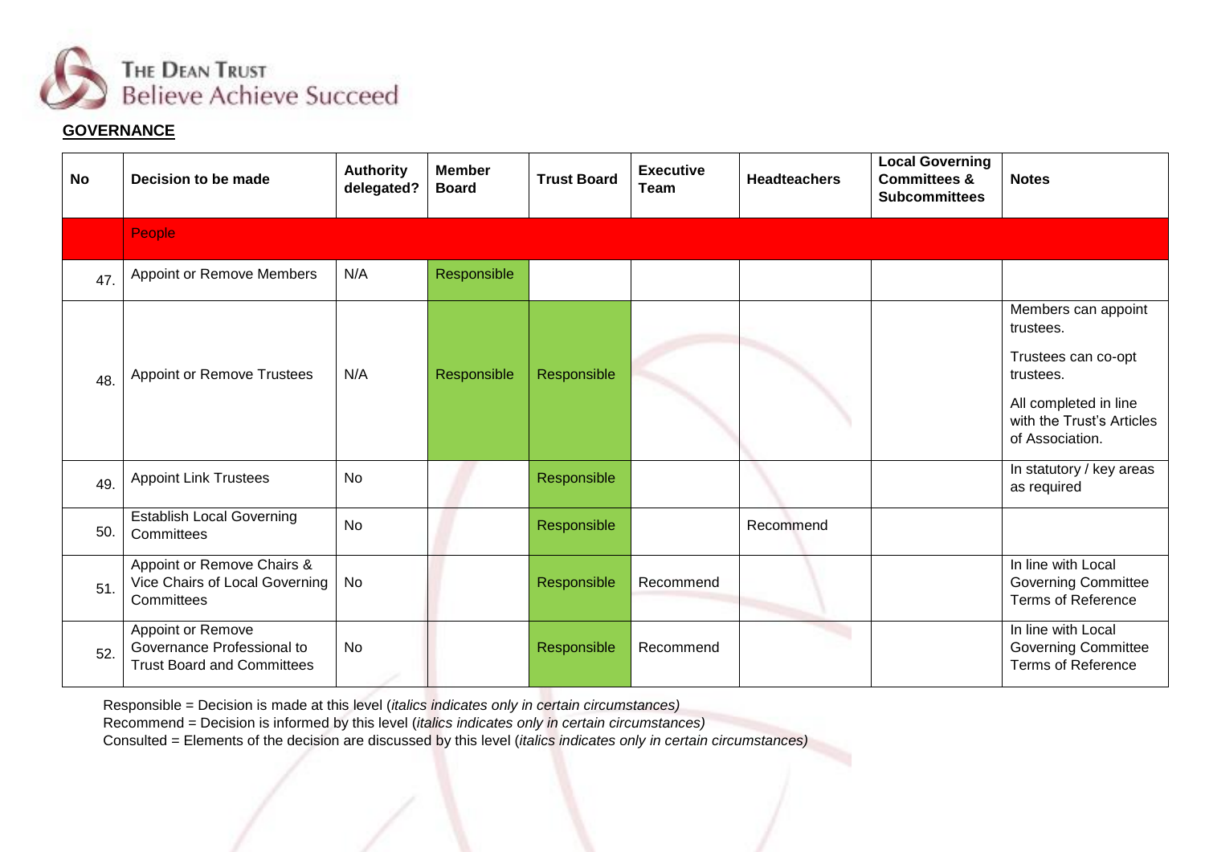The Dean Trust
Believe Achieve Succeed

**GOVERNANCE**

| No | Decision to be made | Authority delegated? | Member Board | Trust Board | Executive Team | Headteachers | Local Governing Committees & Subcommittees | Notes |
|---|---|---|---|---|---|---|---|---|
| | People | | | | | | | |
| 47. | Appoint or Remove Members | N/A | Responsible | | | | | |
| 48. | Appoint or Remove Trustees | N/A | Responsible | Responsible | | | | Members can appoint trustees. Trustees can co-opt trustees. All completed in line with the Trust's Articles of Association. |
| 49. | Appoint Link Trustees | No | | Responsible | | | | In statutory / key areas as required |
| 50. | Establish Local Governing Committees | No | | Responsible | | Recommend | | |
| 51. | Appoint or Remove Chairs & Vice Chairs of Local Governing Committees | No | | Responsible | Recommend | | | In line with Local Governing Committee Terms of Reference |
| 52. | Appoint or Remove Governance Professional to Trust Board and Committees | No | | Responsible | Recommend | | | In line with Local Governing Committee Terms of Reference |

Responsible = Decision is made at this level (*italics indicates only in certain circumstances)*
Recommend = Decision is informed by this level (*italics indicates only in certain circumstances)*
Consulted = Elements of the decision are discussed by this level (*italics indicates only in certain circumstances)*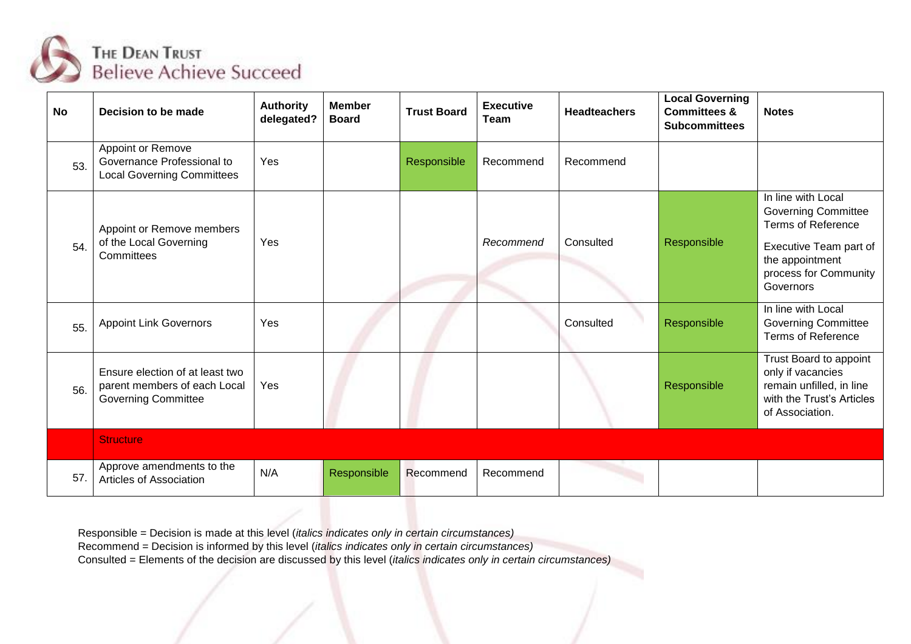| No | Decision to be made | Authority delegated? | Member Board | Trust Board | Executive Team | Headteachers | Local Governing Committees & Subcommittees | Notes |
|---|---|---|---|---|---|---|---|---|
| 53. | Appoint or Remove Governance Professional to Local Governing Committees | Yes | | Responsible | Recommend | Recommend | | |
| 54. | Appoint or Remove members of the Local Governing Committees | Yes | | | *Recommend* | Consulted | Responsible | In line with Local Governing Committee Terms of Reference<br><br>Executive Team part of the appointment process for Community Governors |
| 55. | Appoint Link Governors | Yes | | | | Consulted | Responsible | In line with Local Governing Committee Terms of Reference |
| 56. | Ensure election of at least two parent members of each Local Governing Committee | Yes | | | | | Responsible | Trust Board to appoint only if vacancies remain unfilled, in line with the Trust's Articles of Association. |
| | **Structure** | | | | | | | |
| 57. | Approve amendments to the Articles of Association | N/A | Responsible | Recommend | Recommend | | | |

Responsible = Decision is made at this level (*italics indicates only in certain circumstances)*
Recommend = Decision is informed by this level (*italics indicates only in certain circumstances)*
Consulted = Elements of the decision are discussed by this level (*italics indicates only in certain circumstances)*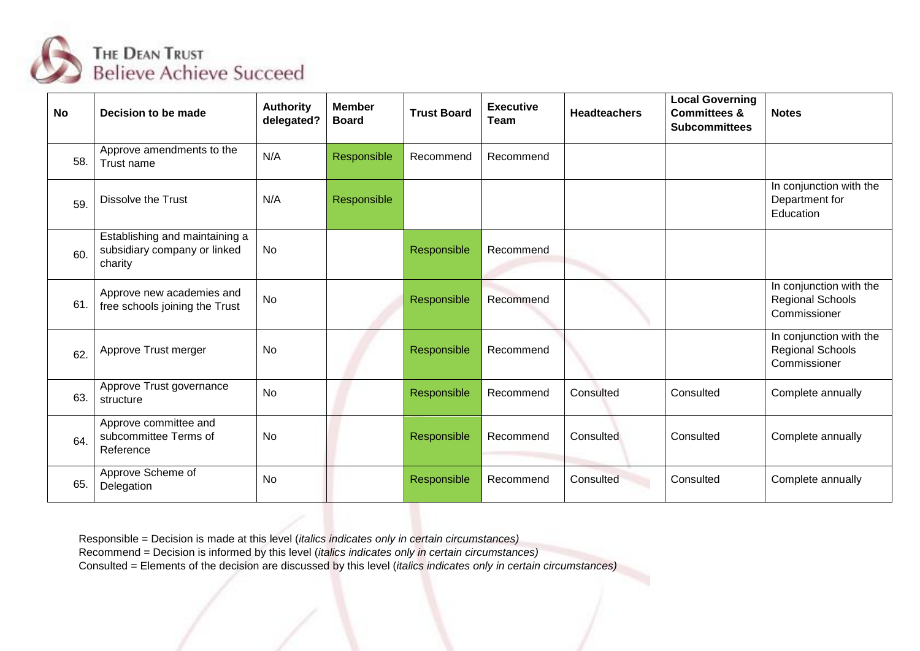| No | Decision to be made | Authority delegated? | Member Board | Trust Board | Executive Team | Headteachers | Local Governing Committees & Subcommittees | Notes |
|---|---|---|---|---|---|---|---|---|
| 58. | Approve amendments to the Trust name | N/A | Responsible | Recommend | Recommend | | | |
| 59. | Dissolve the Trust | N/A | Responsible | | | | | In conjunction with the Department for Education |
| 60. | Establishing and maintaining a subsidiary company or linked charity | No | | Responsible | Recommend | | | |
| 61. | Approve new academies and free schools joining the Trust | No | | Responsible | Recommend | | | In conjunction with the Regional Schools Commissioner |
| 62. | Approve Trust merger | No | | Responsible | Recommend | | | In conjunction with the Regional Schools Commissioner |
| 63. | Approve Trust governance structure | No | | Responsible | Recommend | Consulted | Consulted | Complete annually |
| 64. | Approve committee and subcommittee Terms of Reference | No | | Responsible | Recommend | Consulted | Consulted | Complete annually |
| 65. | Approve Scheme of Delegation | No | | Responsible | Recommend | Consulted | Consulted | Complete annually |

Responsible = Decision is made at this level (*italics indicates only in certain circumstances)*
Recommend = Decision is informed by this level (*italics indicates only in certain circumstances)*
Consulted = Elements of the decision are discussed by this level (*italics indicates only in certain circumstances)*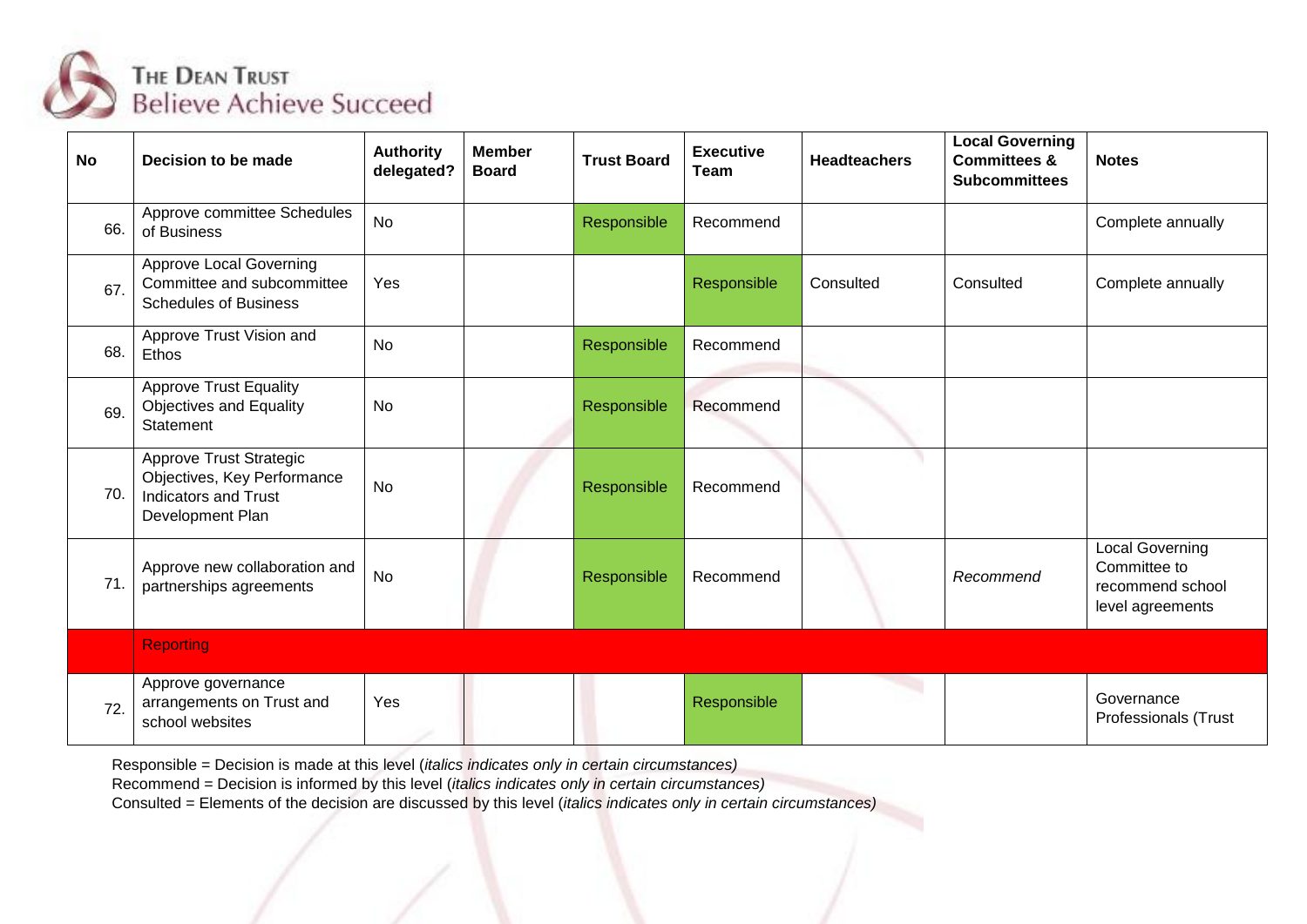| No | Decision to be made | Authority delegated? | Member Board | Trust Board | Executive Team | Headteachers | Local Governing Committees & Subcommittees | Notes |
|---|---|---|---|---|---|---|---|---|
| 66. | Approve committee Schedules of Business | No | | Responsible | Recommend | | | Complete annually |
| 67. | Approve Local Governing Committee and subcommittee Schedules of Business | Yes | | | Responsible | Consulted | Consulted | Complete annually |
| 68. | Approve Trust Vision and Ethos | No | | Responsible | Recommend | | | |
| 69. | Approve Trust Equality Objectives and Equality Statement | No | | Responsible | Recommend | | | |
| 70. | Approve Trust Strategic Objectives, Key Performance Indicators and Trust Development Plan | No | | Responsible | Recommend | | | |
| 71. | Approve new collaboration and partnerships agreements | No | | Responsible | Recommend | | *Recommend* | Local Governing Committee to recommend school level agreements |
| | Reporting | | | | | | | |
| 72. | Approve governance arrangements on Trust and school websites | Yes | | | Responsible | | | Governance Professionals (Trust |

Responsible = Decision is made at this level (*italics indicates only in certain circumstances)*
Recommend = Decision is informed by this level (*italics indicates only in certain circumstances)*
Consulted = Elements of the decision are discussed by this level (*italics indicates only in certain circumstances)*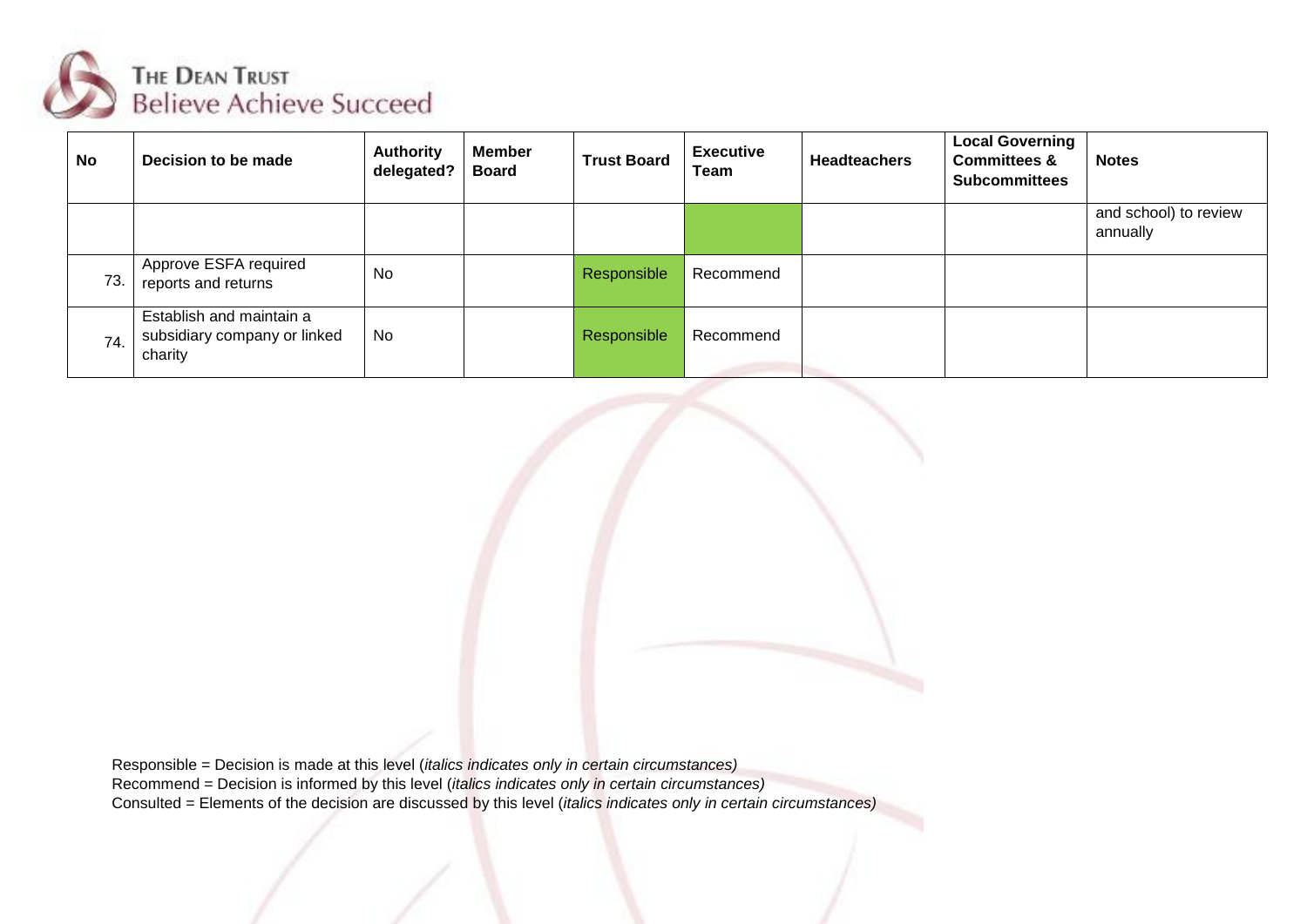| No | Decision to be made | Authority delegated? | Member Board | Trust Board | Executive Team | Headteachers | Local Governing Committees & Subcommittees | Notes |
| --- | --- | --- | --- | --- | --- | --- | --- | --- |
| | | | | | | | | and school) to review annually |
| 73. | Approve ESFA required reports and returns | No | | Responsible | Recommend | | | |
| 74. | Establish and maintain a subsidiary company or linked charity | No | | Responsible | Recommend | | | |

Responsible = Decision is made at this level (*italics indicates only in certain circumstances)*
Recommend = Decision is informed by this level (*italics indicates only in certain circumstances)*
Consulted = Elements of the decision are discussed by this level (*italics indicates only in certain circumstances)*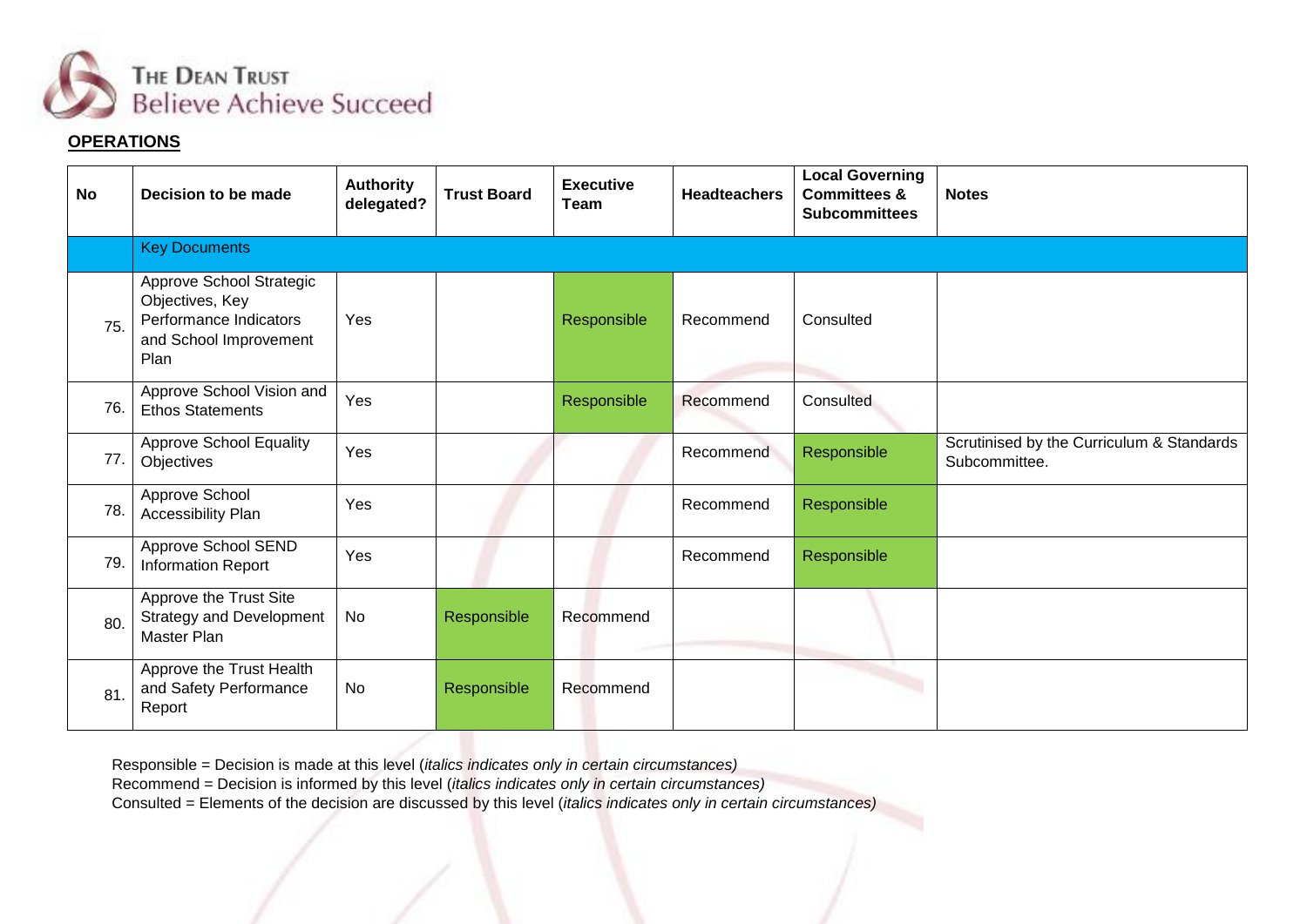## OPERATIONS

| No | Decision to be made | Authority delegated? | Trust Board | Executive Team | Headteachers | Local Governing Committees & Subcommittees | Notes |
|---|---|---|---|---|---|---|---|
| | Key Documents | | | | | | |
| 75. | Approve School Strategic Objectives, Key Performance Indicators and School Improvement Plan | Yes | | Responsible | Recommend | Consulted | |
| 76. | Approve School Vision and Ethos Statements | Yes | | Responsible | Recommend | Consulted | |
| 77. | Approve School Equality Objectives | Yes | | | Recommend | Responsible | Scrutinised by the Curriculum & Standards Subcommittee. |
| 78. | Approve School Accessibility Plan | Yes | | | Recommend | Responsible | |
| 79. | Approve School SEND Information Report | Yes | | | Recommend | Responsible | |
| 80. | Approve the Trust Site Strategy and Development Master Plan | No | Responsible | Recommend | | | |
| 81. | Approve the Trust Health and Safety Performance Report | No | Responsible | Recommend | | | |

Responsible = Decision is made at this level (*italics indicates only in certain circumstances)*
Recommend = Decision is informed by this level (*italics indicates only in certain circumstances)*
Consulted = Elements of the decision are discussed by this level (*italics indicates only in certain circumstances)*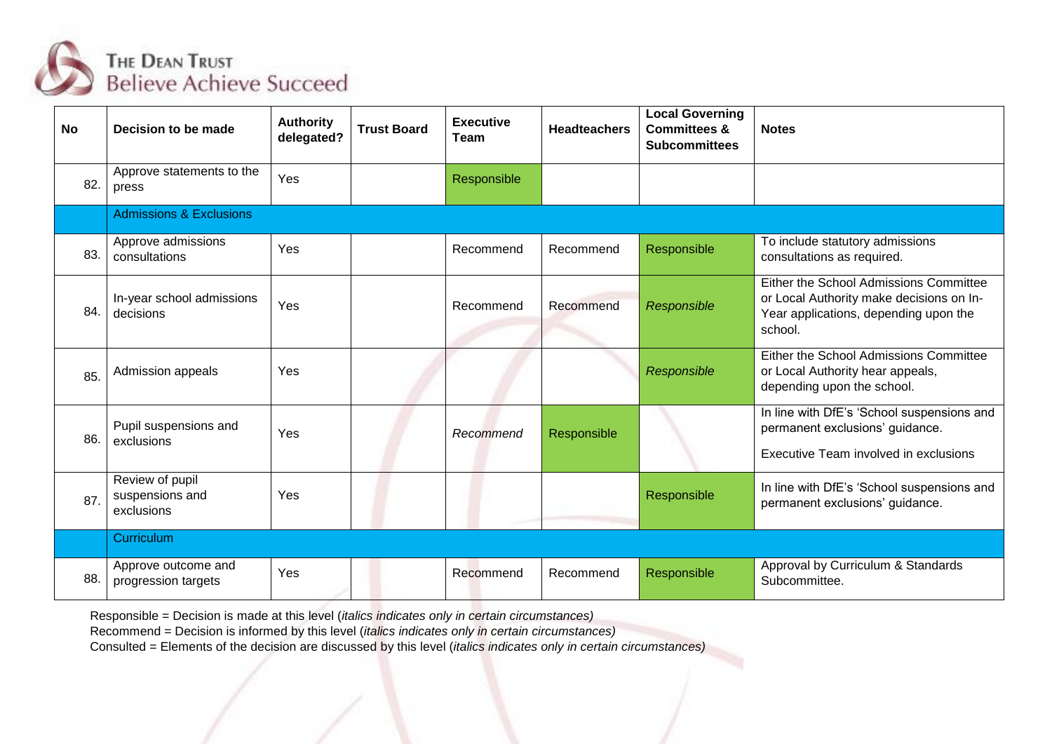| No | Decision to be made | Authority delegated? | Trust Board | Executive Team | Headteachers | Local Governing Committees & Subcommittees | Notes |
|---|---|---|---|---|---|---|---|
| 82. | Approve statements to the press | Yes | | Responsible | | | |
| | Admissions & Exclusions | | | | | | |
| 83. | Approve admissions consultations | Yes | | Recommend | Recommend | Responsible | To include statutory admissions consultations as required. |
| 84. | In-year school admissions decisions | Yes | | Recommend | Recommend | *Responsible* | Either the School Admissions Committee or Local Authority make decisions on In-Year applications, depending upon the school. |
| 85. | Admission appeals | Yes | | | | *Responsible* | Either the School Admissions Committee or Local Authority hear appeals, depending upon the school. |
| 86. | Pupil suspensions and exclusions | Yes | | *Recommend* | Responsible | | In line with DfE's 'School suspensions and permanent exclusions' guidance. Executive Team involved in exclusions |
| 87. | Review of pupil suspensions and exclusions | Yes | | | | Responsible | In line with DfE's 'School suspensions and permanent exclusions' guidance. |
| | Curriculum | | | | | | |
| 88. | Approve outcome and progression targets | Yes | | Recommend | Recommend | Responsible | Approval by Curriculum & Standards Subcommittee. |

Responsible = Decision is made at this level (*italics indicates only in certain circumstances)*
Recommend = Decision is informed by this level (*italics indicates only in certain circumstances)*
Consulted = Elements of the decision are discussed by this level (*italics indicates only in certain circumstances)*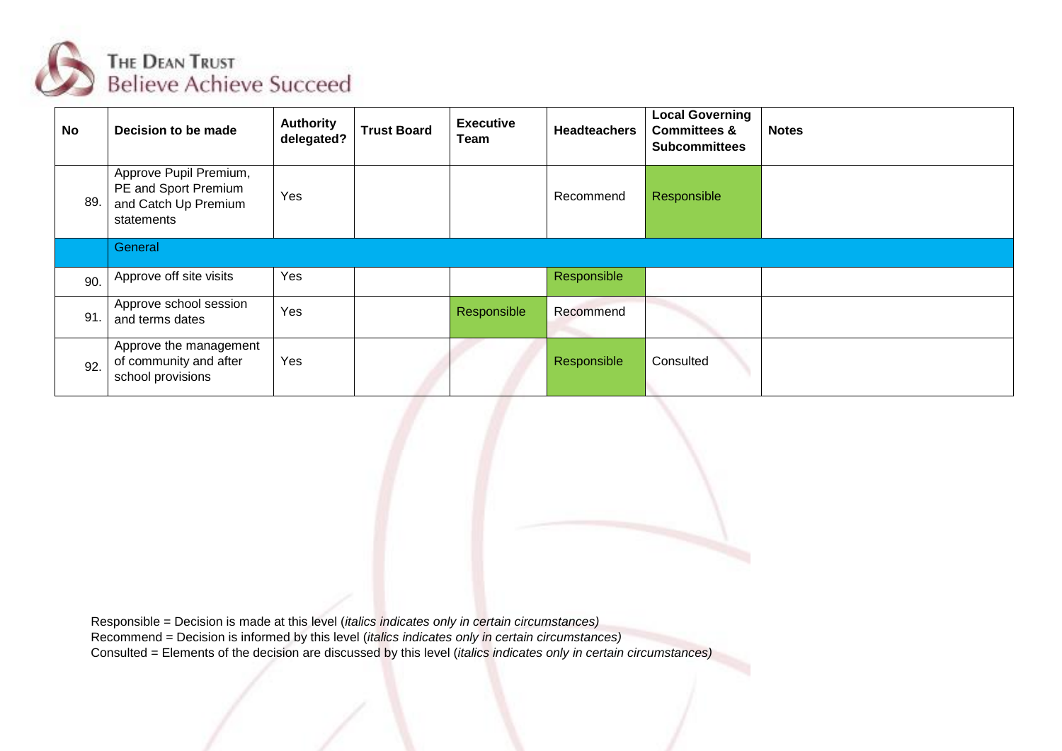| No | Decision to be made | Authority delegated? | Trust Board | Executive Team | Headteachers | Local Governing Committees & Subcommittees | Notes |
|---|---|---|---|---|---|---|---|
| 89. | Approve Pupil Premium, PE and Sport Premium and Catch Up Premium statements | Yes | | | Recommend | Responsible | |
| | General | | | | | | |
| 90. | Approve off site visits | Yes | | | Responsible | | |
| 91. | Approve school session and terms dates | Yes | | Responsible | Recommend | | |
| 92. | Approve the management of community and after school provisions | Yes | | | Responsible | Consulted | |

Responsible = Decision is made at this level (*italics indicates only in certain circumstances)*
Recommend = Decision is informed by this level (*italics indicates only in certain circumstances)*
Consulted = Elements of the decision are discussed by this level (*italics indicates only in certain circumstances)*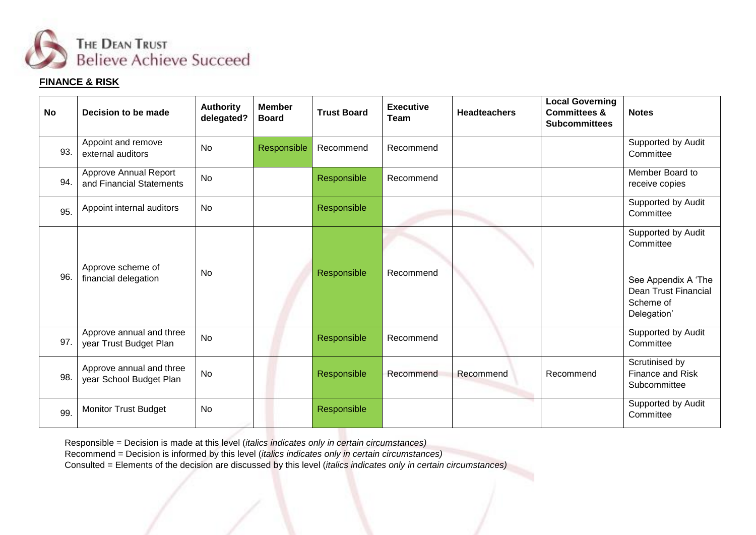**FINANCE & RISK**

| No | Decision to be made | Authority delegated? | Member Board | Trust Board | Executive Team | Headteachers | Local Governing Committees & Subcommittees | Notes |
|---|---|---|---|---|---|---|---|---|
| 93. | Appoint and remove external auditors | No | Responsible | Recommend | Recommend | | | Supported by Audit Committee |
| 94. | Approve Annual Report and Financial Statements | No | | Responsible | Recommend | | | Member Board to receive copies |
| 95. | Appoint internal auditors | No | | Responsible | | | | Supported by Audit Committee |
| 96. | Approve scheme of financial delegation | No | | Responsible | Recommend | | | Supported by Audit Committee<br><br>See Appendix A 'The Dean Trust Financial Scheme of Delegation' |
| 97. | Approve annual and three year Trust Budget Plan | No | | Responsible | Recommend | | | Supported by Audit Committee |
| 98. | Approve annual and three year School Budget Plan | No | | Responsible | Recommend | Recommend | Recommend | Scrutinised by Finance and Risk Subcommittee |
| 99. | Monitor Trust Budget | No | | Responsible | | | | Supported by Audit Committee |

Responsible = Decision is made at this level (*italics indicates only in certain circumstances)*
Recommend = Decision is informed by this level (*italics indicates only in certain circumstances)*
Consulted = Elements of the decision are discussed by this level (*italics indicates only in certain circumstances)*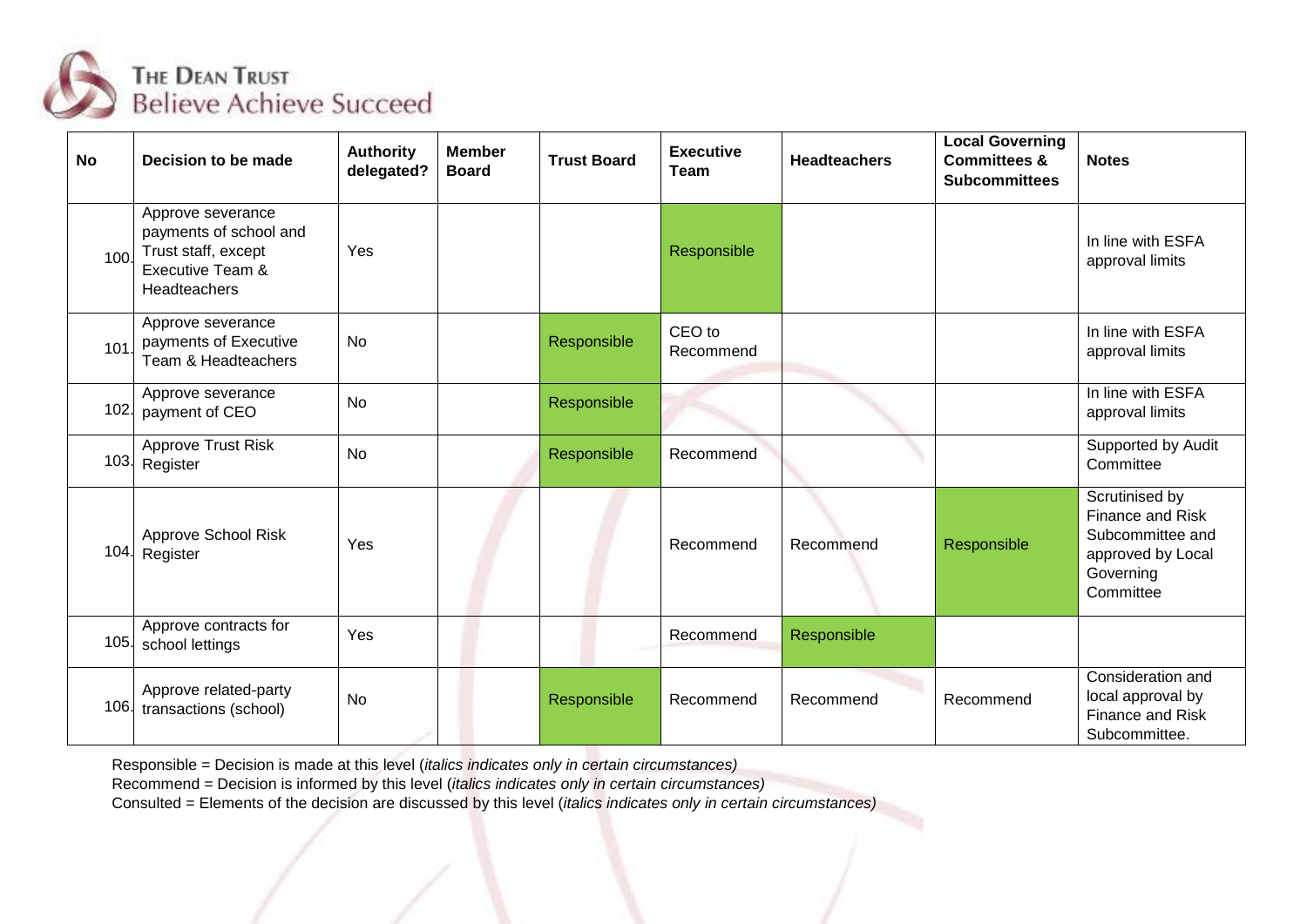| No | Decision to be made | Authority delegated? | Member Board | Trust Board | Executive Team | Headteachers | Local Governing Committees & Subcommittees | Notes |
|---|---|---|---|---|---|---|---|---|
| 100. | Approve severance payments of school and Trust staff, except Executive Team & Headteachers | Yes | | | Responsible | | | In line with ESFA approval limits |
| 101. | Approve severance payments of Executive Team & Headteachers | No | | Responsible | CEO to Recommend | | | In line with ESFA approval limits |
| 102. | Approve severance payment of CEO | No | | Responsible | | | | In line with ESFA approval limits |
| 103. | Approve Trust Risk Register | No | | Responsible | Recommend | | | Supported by Audit Committee |
| 104. | Approve School Risk Register | Yes | | | Recommend | Recommend | Responsible | Scrutinised by Finance and Risk Subcommittee and approved by Local Governing Committee |
| 105. | Approve contracts for school lettings | Yes | | | Recommend | Responsible | | |
| 106. | Approve related-party transactions (school) | No | | Responsible | Recommend | Recommend | Recommend | Consideration and local approval by Finance and Risk Subcommittee. |

Responsible = Decision is made at this level (*italics indicates only in certain circumstances)*
Recommend = Decision is informed by this level (*italics indicates only in certain circumstances)*
Consulted = Elements of the decision are discussed by this level (*italics indicates only in certain circumstances)*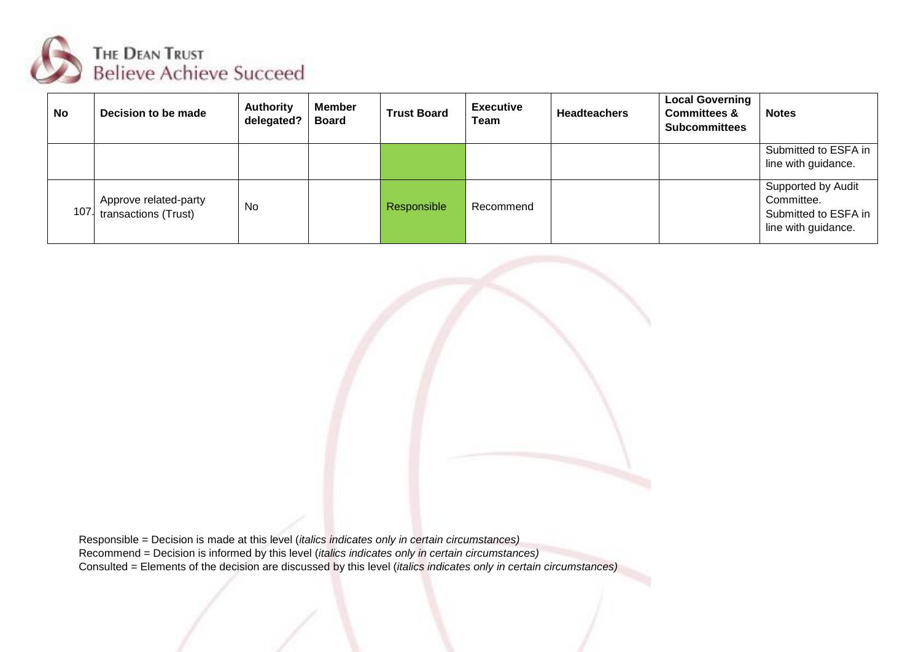| No | Decision to be made | Authority delegated? | Member Board | Trust Board | Executive Team | Headteachers | Local Governing Committees & Subcommittees | Notes |
|---|---|---|---|---|---|---|---|---|
| | | | | | | | | Submitted to ESFA in line with guidance. |
| 107. | Approve related-party transactions (Trust) | No | | Responsible | Recommend | | | Supported by Audit Committee. Submitted to ESFA in line with guidance. |

Responsible = Decision is made at this level (*italics indicates only in certain circumstances)*
Recommend = Decision is informed by this level (*italics indicates only in certain circumstances)*
Consulted = Elements of the decision are discussed by this level (*italics indicates only in certain circumstances)*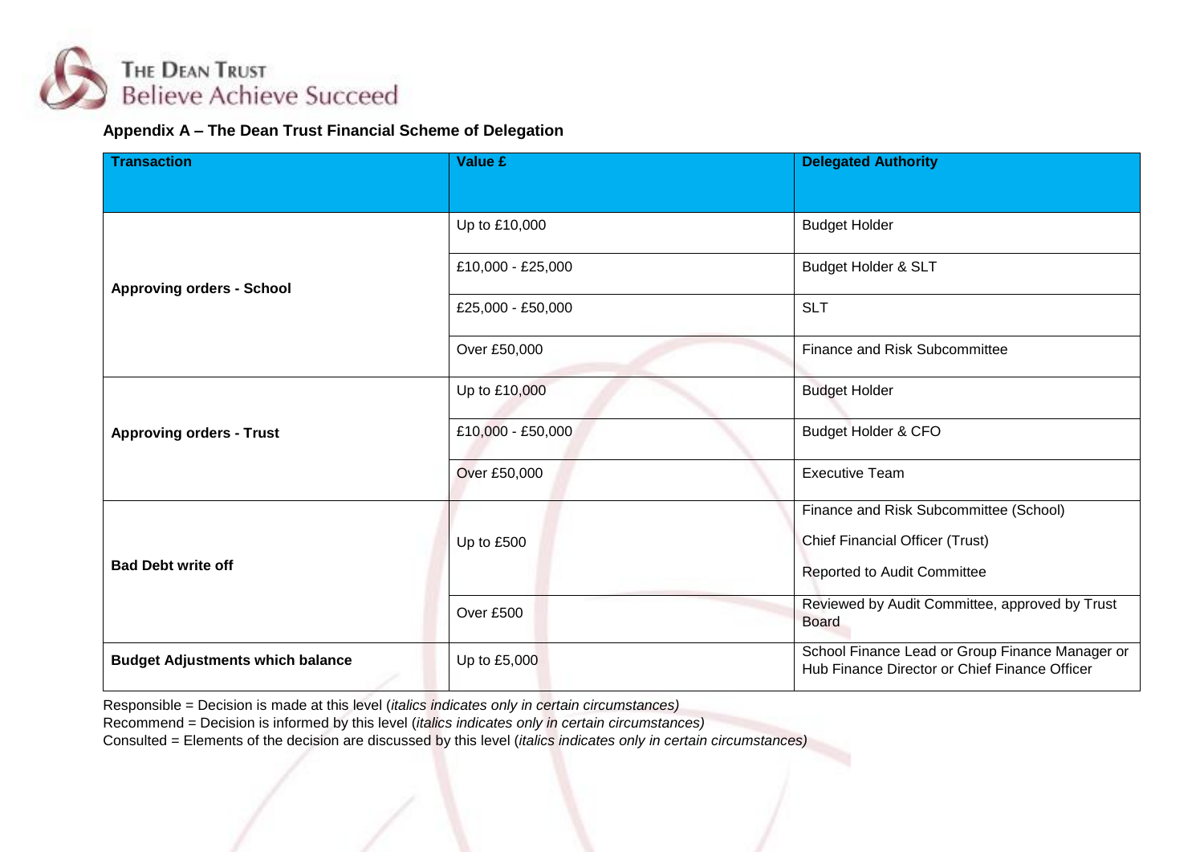**Appendix A – The Dean Trust Financial Scheme of Delegation**

| Transaction | Value £ | Delegated Authority |
|---|---|---|
| **Approving orders - School** | Up to £10,000 | Budget Holder |
| | £10,000 - £25,000 | Budget Holder & SLT |
| | £25,000 - £50,000 | SLT |
| | Over £50,000 | Finance and Risk Subcommittee |
| **Approving orders - Trust** | Up to £10,000 | Budget Holder |
| | £10,000 - £50,000 | Budget Holder & CFO |
| | Over £50,000 | Executive Team |
| **Bad Debt write off** | Up to £500 | Finance and Risk Subcommittee (School)<br>Chief Financial Officer (Trust)<br>Reported to Audit Committee |
| | Over £500 | Reviewed by Audit Committee, approved by Trust Board |
| **Budget Adjustments which balance** | Up to £5,000 | School Finance Lead or Group Finance Manager or Hub Finance Director or Chief Finance Officer |

Responsible = Decision is made at this level (*italics indicates only in certain circumstances)*
Recommend = Decision is informed by this level (*italics indicates only in certain circumstances)*
Consulted = Elements of the decision are discussed by this level (*italics indicates only in certain circumstances)*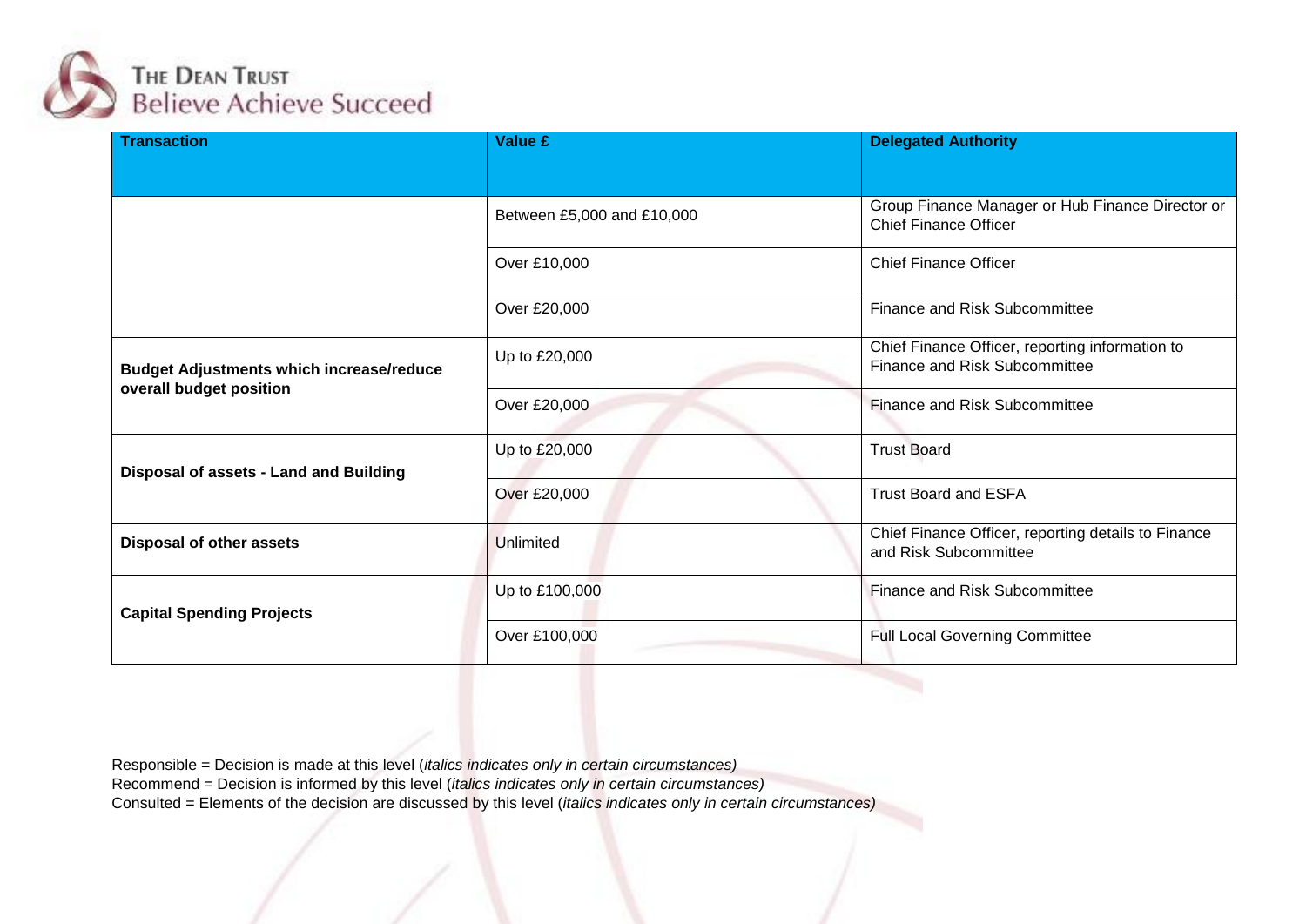| Transaction | Value £ | Delegated Authority |
|---|---|---|
| | Between £5,000 and £10,000 | Group Finance Manager or Hub Finance Director or Chief Finance Officer |
| | Over £10,000 | Chief Finance Officer |
| | Over £20,000 | Finance and Risk Subcommittee |
| **Budget Adjustments which increase/reduce overall budget position** | Up to £20,000 | Chief Finance Officer, reporting information to Finance and Risk Subcommittee |
| | Over £20,000 | Finance and Risk Subcommittee |
| **Disposal of assets - Land and Building** | Up to £20,000 | Trust Board |
| | Over £20,000 | Trust Board and ESFA |
| **Disposal of other assets** | Unlimited | Chief Finance Officer, reporting details to Finance and Risk Subcommittee |
| **Capital Spending Projects** | Up to £100,000 | Finance and Risk Subcommittee |
| | Over £100,000 | Full Local Governing Committee |

Responsible = Decision is made at this level (*italics indicates only in certain circumstances)*
Recommend = Decision is informed by this level (*italics indicates only in certain circumstances)*
Consulted = Elements of the decision are discussed by this level (*italics indicates only in certain circumstances)*